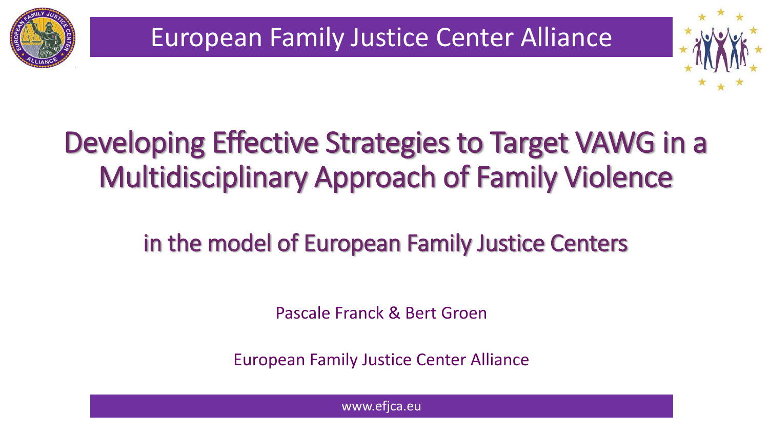European Family Justice Center Alliance

# Developing Effective Strategies to Target VAWG in a Multidisciplinary Approach of Family Violence

## in the model of European Family Justice Centers

Pascale Franck & Bert Groen

European Family Justice Center Alliance

www.efjca.eu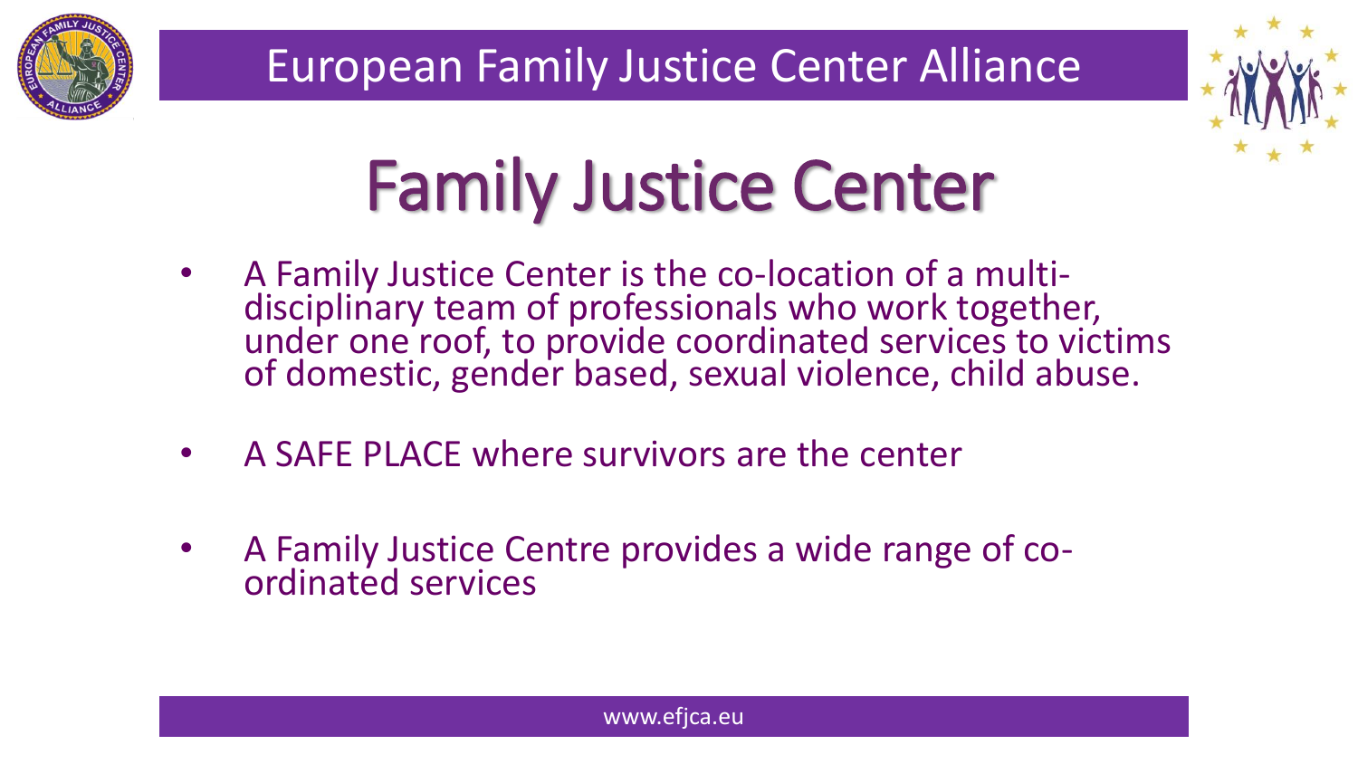# Family Justice Center

- A Family Justice Center is the co-location of a multi-disciplinary team of professionals who work together, under one roof, to provide coordinated services to victims of domestic, gender based, sexual violence, child abuse.
- A SAFE PLACE where survivors are the center
- A Family Justice Centre provides a wide range of co-ordinated services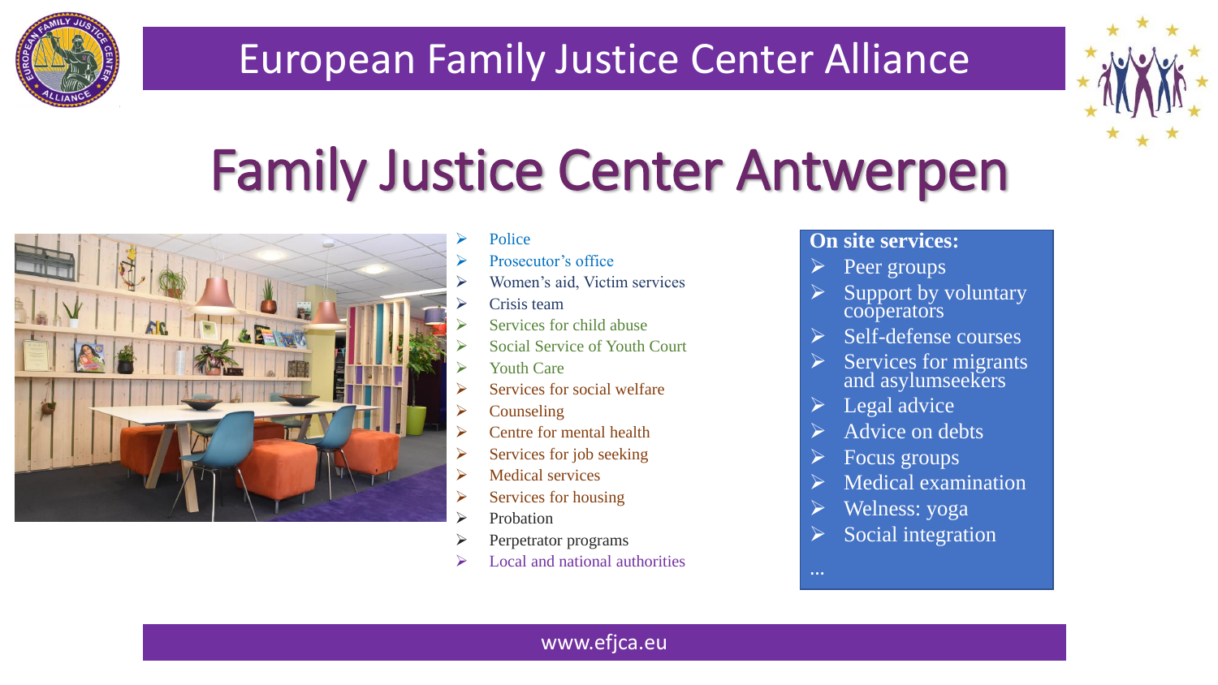# European Family Justice Center Alliance

## Family Justice Center Antwerpen

- Police
- Prosecutor's office
- Women's aid, Victim services
- Crisis team
- Services for child abuse
- Social Service of Youth Court
- Youth Care
- Services for social welfare
- Counseling
- Centre for mental health
- Services for job seeking
- Medical services
- Services for housing
- Probation
- Perpetrator programs
- Local and national authorities

**On site services:**

- Peer groups
- Support by voluntary cooperators
- Self-defense courses
- Services for migrants and asylumseekers
- Legal advice
- Advice on debts
- Focus groups
- Medical examination
- Welness: yoga
- Social integration

…

www.efjca.eu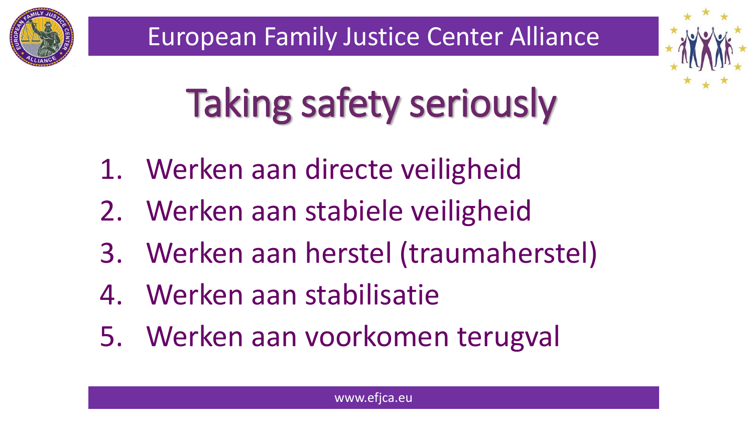# Taking safety seriously

1. Werken aan directe veiligheid
2. Werken aan stabiele veiligheid
3. Werken aan herstel (traumaherstel)
4. Werken aan stabilisatie
5. Werken aan voorkomen terugval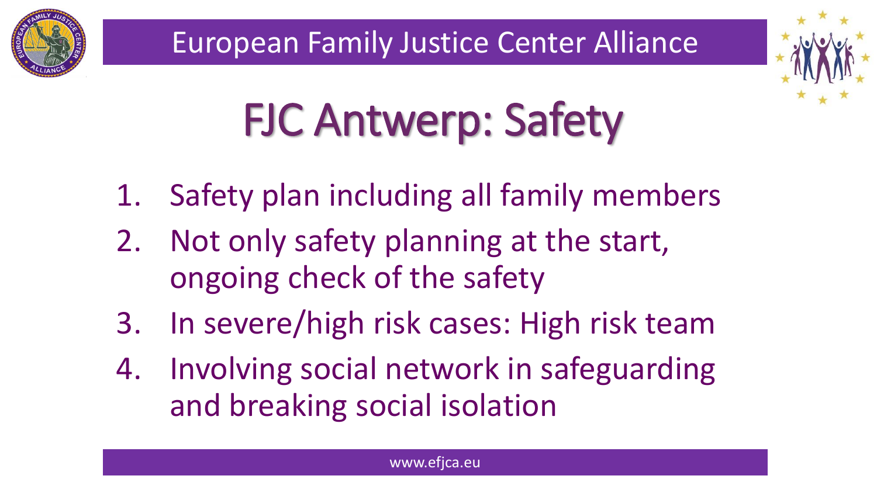# FJC Antwerp: Safety

1. Safety plan including all family members
2. Not only safety planning at the start, ongoing check of the safety
3. In severe/high risk cases: High risk team
4. Involving social network in safeguarding and breaking social isolation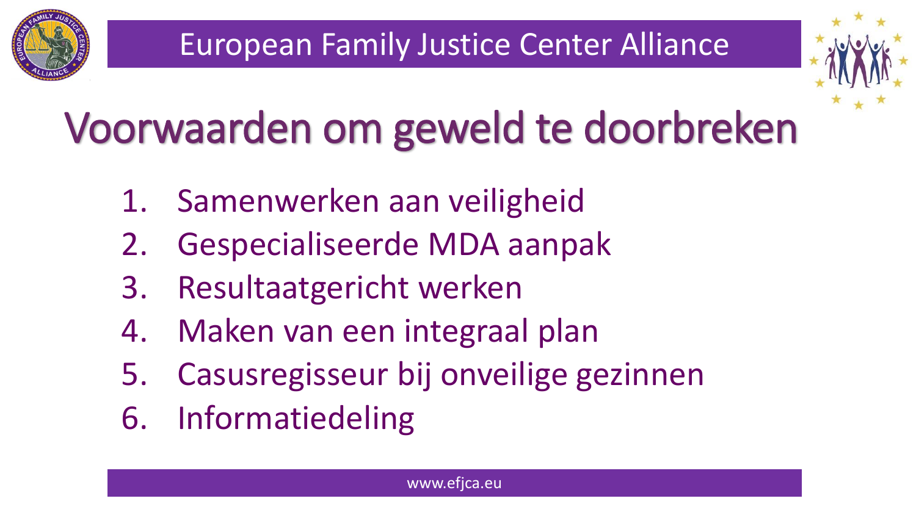European Family Justice Center Alliance

# Voorwaarden om geweld te doorbreken

1. Samenwerken aan veiligheid
2. Gespecialiseerde MDA aanpak
3. Resultaatgericht werken
4. Maken van een integraal plan
5. Casusregisseur bij onveilige gezinnen
6. Informatiedeling

www.efjca.eu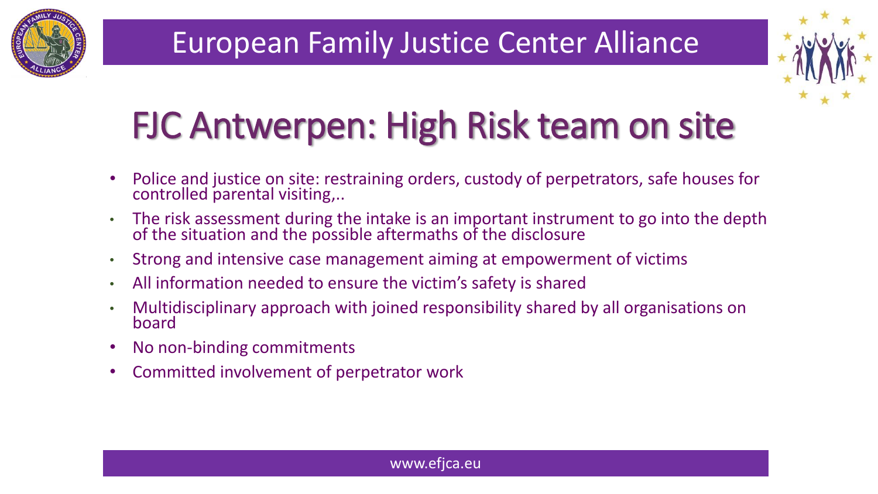# FJC Antwerpen: High Risk team on site

- Police and justice on site: restraining orders, custody of perpetrators, safe houses for controlled parental visiting,..
- The risk assessment during the intake is an important instrument to go into the depth of the situation and the possible aftermaths of the disclosure
- Strong and intensive case management aiming at empowerment of victims
- All information needed to ensure the victim's safety is shared
- Multidisciplinary approach with joined responsibility shared by all organisations on board
- No non-binding commitments
- Committed involvement of perpetrator work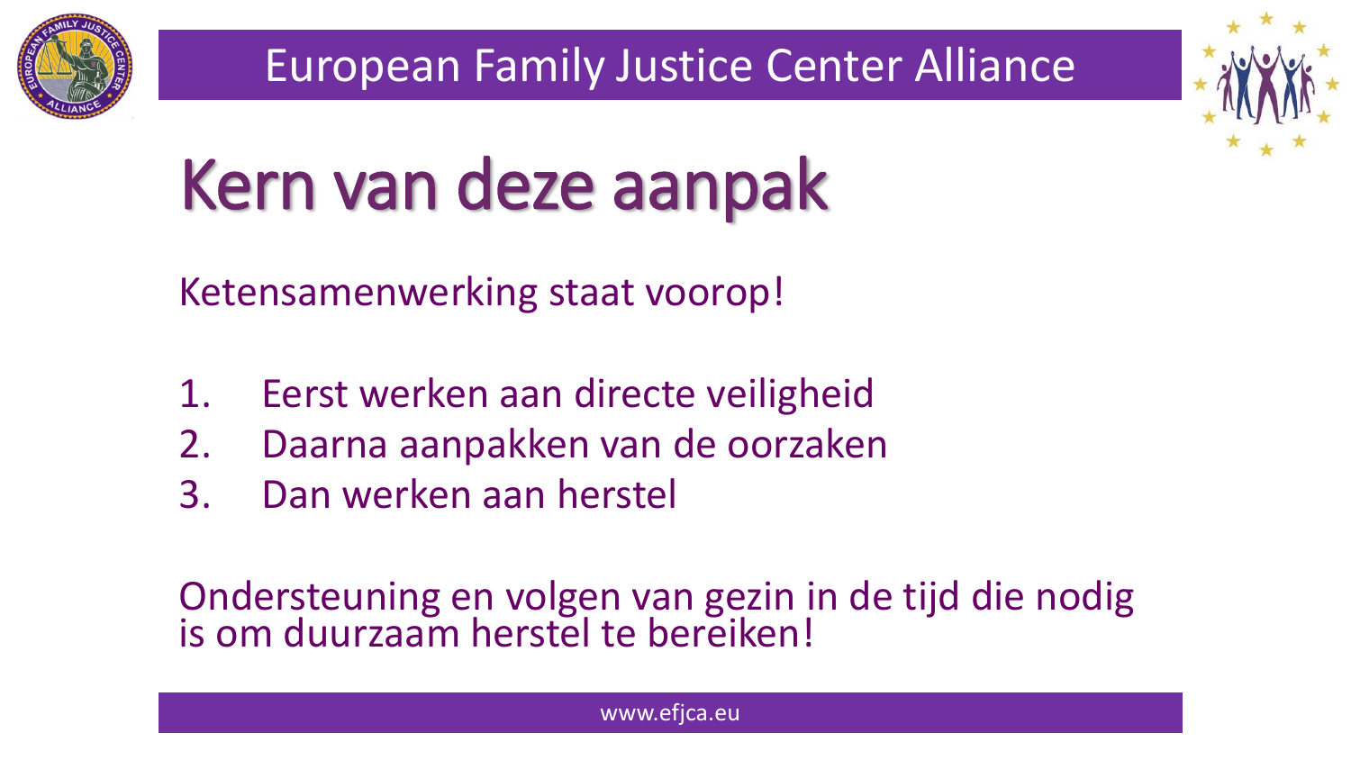# Kern van deze aanpak

Ketensamenwerking staat voorop!

1. Eerst werken aan directe veiligheid
2. Daarna aanpakken van de oorzaken
3. Dan werken aan herstel

Ondersteuning en volgen van gezin in de tijd die nodig is om duurzaam herstel te bereiken!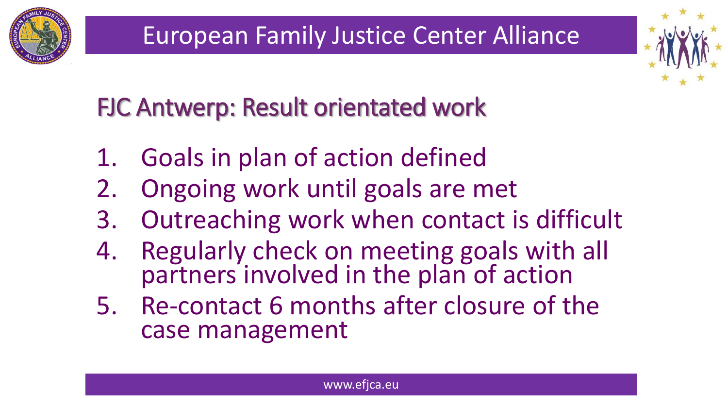# European Family Justice Center Alliance

## FJC Antwerp: Result orientated work

1. Goals in plan of action defined
2. Ongoing work until goals are met
3. Outreaching work when contact is difficult
4. Regularly check on meeting goals with all partners involved in the plan of action
5. Re-contact 6 months after closure of the case management

www.efjca.eu